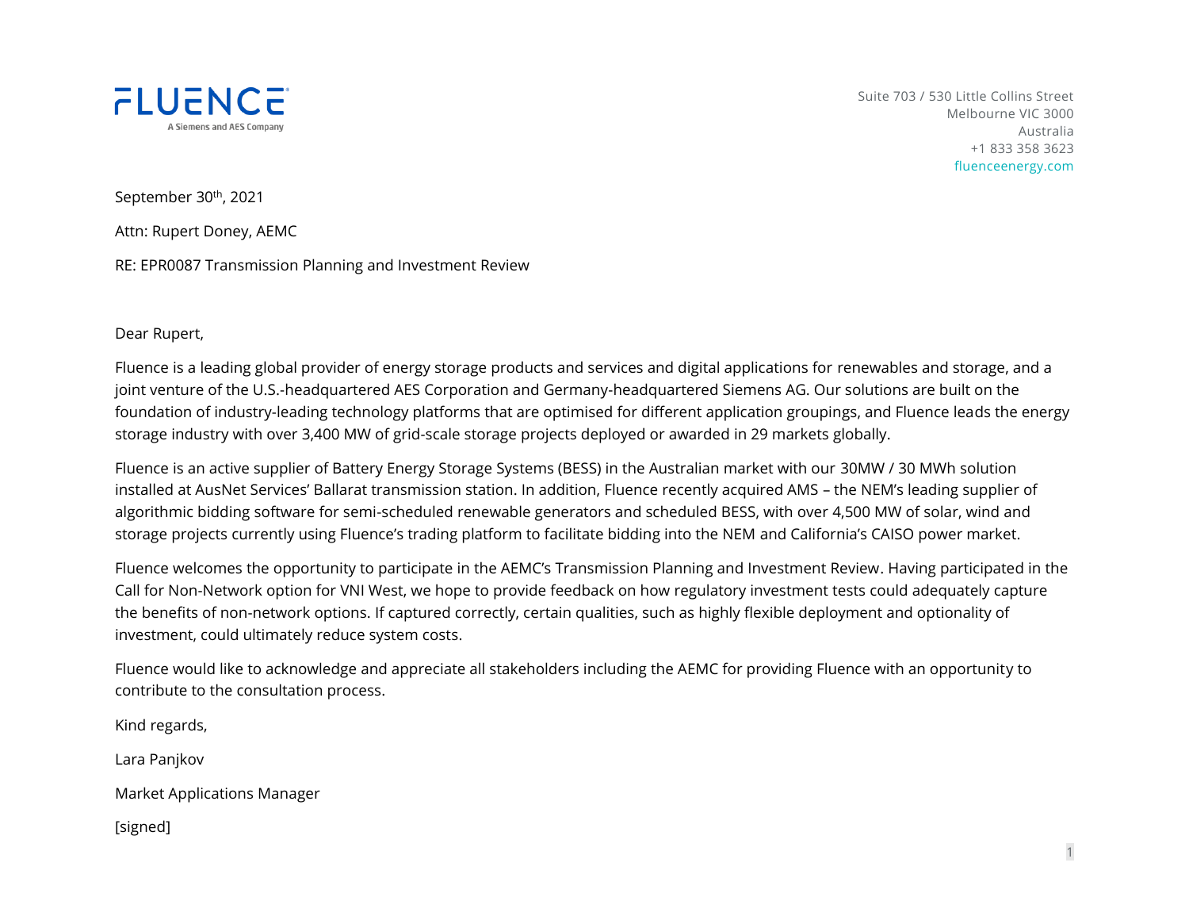FLUENCE
A Siemens and AES Company

Suite 703 / 530 Little Collins Street
Melbourne VIC 3000
Australia
+1 833 358 3623
fluenceenergy.com

September 30th, 2021

Attn: Rupert Doney, AEMC

RE: EPR0087 Transmission Planning and Investment Review

Dear Rupert,

Fluence is a leading global provider of energy storage products and services and digital applications for renewables and storage, and a joint venture of the U.S.-headquartered AES Corporation and Germany-headquartered Siemens AG. Our solutions are built on the foundation of industry-leading technology platforms that are optimised for different application groupings, and Fluence leads the energy storage industry with over 3,400 MW of grid-scale storage projects deployed or awarded in 29 markets globally.

Fluence is an active supplier of Battery Energy Storage Systems (BESS) in the Australian market with our 30MW / 30 MWh solution installed at AusNet Services' Ballarat transmission station. In addition, Fluence recently acquired AMS – the NEM's leading supplier of algorithmic bidding software for semi-scheduled renewable generators and scheduled BESS, with over 4,500 MW of solar, wind and storage projects currently using Fluence's trading platform to facilitate bidding into the NEM and California's CAISO power market.

Fluence welcomes the opportunity to participate in the AEMC's Transmission Planning and Investment Review. Having participated in the Call for Non-Network option for VNI West, we hope to provide feedback on how regulatory investment tests could adequately capture the benefits of non-network options. If captured correctly, certain qualities, such as highly flexible deployment and optionality of investment, could ultimately reduce system costs.

Fluence would like to acknowledge and appreciate all stakeholders including the AEMC for providing Fluence with an opportunity to contribute to the consultation process.

Kind regards,

Lara Panjkov

Market Applications Manager

[signed]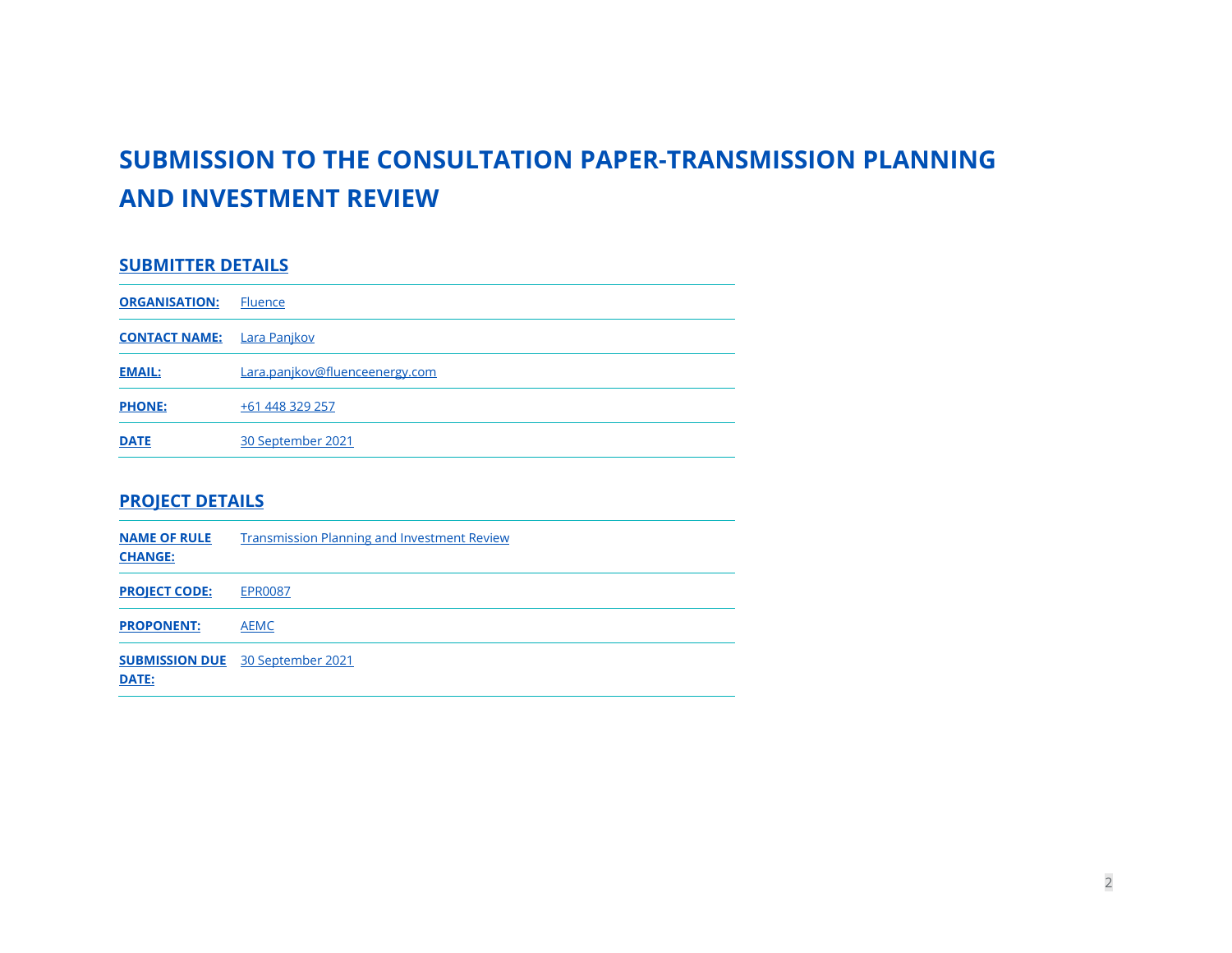# SUBMISSION TO THE CONSULTATION PAPER-TRANSMISSION PLANNING AND INVESTMENT REVIEW

## SUBMITTER DETAILS

| | |
|---|---|
| **ORGANISATION:** | Fluence |
| **CONTACT NAME:** | Lara Panjkov |
| **EMAIL:** | Lara.panjkov@fluenceenergy.com |
| **PHONE:** | +61 448 329 257 |
| **DATE** | 30 September 2021 |

## PROJECT DETAILS

| | |
|---|---|
| **NAME OF RULE CHANGE:** | Transmission Planning and Investment Review |
| **PROJECT CODE:** | EPR0087 |
| **PROPONENT:** | AEMC |
| **SUBMISSION DUE DATE:** | 30 September 2021 |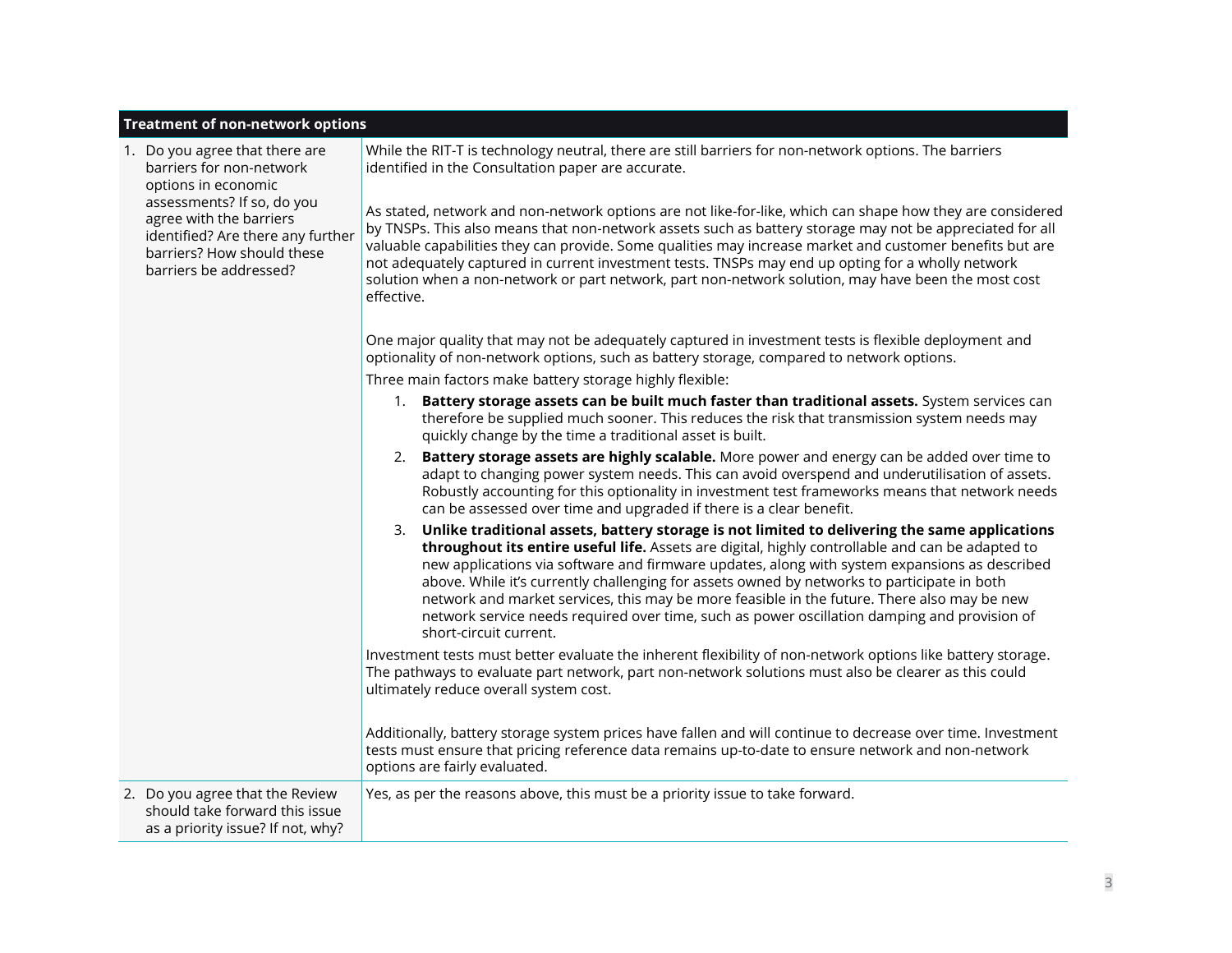| Treatment of non-network options | |
|---|---|
| 1. Do you agree that there are barriers for non-network options in economic assessments? If so, do you agree with the barriers identified? Are there any further barriers? How should these barriers be addressed? | While the RIT-T is technology neutral, there are still barriers for non-network options. The barriers identified in the Consultation paper are accurate.<br><br>As stated, network and non-network options are not like-for-like, which can shape how they are considered by TNSPs. This also means that non-network assets such as battery storage may not be appreciated for all valuable capabilities they can provide. Some qualities may increase market and customer benefits but are not adequately captured in current investment tests. TNSPs may end up opting for a wholly network solution when a non-network or part network, part non-network solution, may have been the most cost effective.<br><br>One major quality that may not be adequately captured in investment tests is flexible deployment and optionality of non-network options, such as battery storage, compared to network options.<br><br>Three main factors make battery storage highly flexible:<br><br>1. **Battery storage assets can be built much faster than traditional assets.** System services can therefore be supplied much sooner. This reduces the risk that transmission system needs may quickly change by the time a traditional asset is built.<br>2. **Battery storage assets are highly scalable.** More power and energy can be added over time to adapt to changing power system needs. This can avoid overspend and underutilisation of assets. Robustly accounting for this optionality in investment test frameworks means that network needs can be assessed over time and upgraded if there is a clear benefit.<br>3. **Unlike traditional assets, battery storage is not limited to delivering the same applications throughout its entire useful life.** Assets are digital, highly controllable and can be adapted to new applications via software and firmware updates, along with system expansions as described above. While it's currently challenging for assets owned by networks to participate in both network and market services, this may be more feasible in the future. There also may be new network service needs required over time, such as power oscillation damping and provision of short-circuit current.<br><br>Investment tests must better evaluate the inherent flexibility of non-network options like battery storage. The pathways to evaluate part network, part non-network solutions must also be clearer as this could ultimately reduce overall system cost.<br><br>Additionally, battery storage system prices have fallen and will continue to decrease over time. Investment tests must ensure that pricing reference data remains up-to-date to ensure network and non-network options are fairly evaluated. |
| 2. Do you agree that the Review should take forward this issue as a priority issue? If not, why? | Yes, as per the reasons above, this must be a priority issue to take forward. |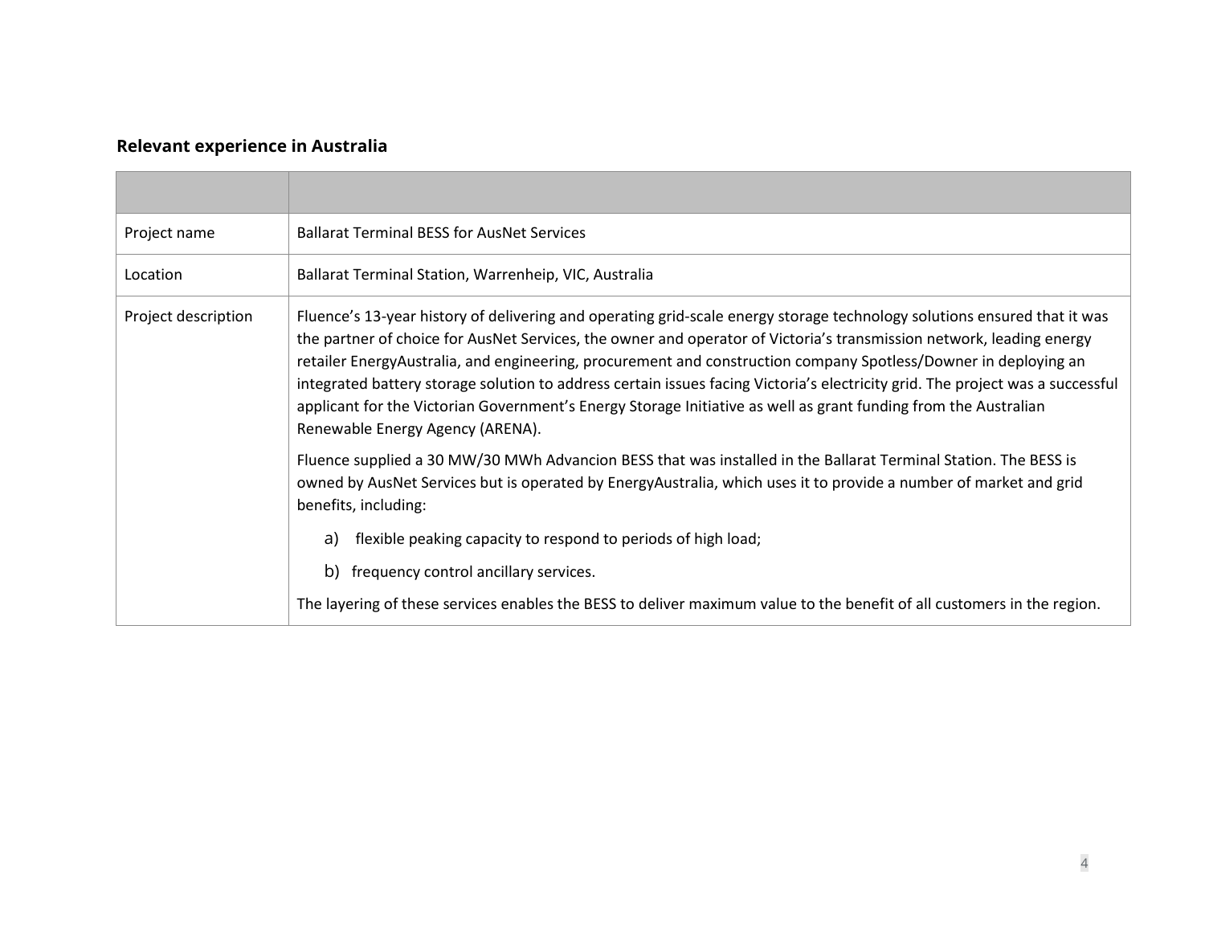## Relevant experience in Australia

| | |
|---|---|
| Project name | Ballarat Terminal BESS for AusNet Services |
| Location | Ballarat Terminal Station, Warrenheip, VIC, Australia |
| Project description | Fluence's 13-year history of delivering and operating grid-scale energy storage technology solutions ensured that it was the partner of choice for AusNet Services, the owner and operator of Victoria's transmission network, leading energy retailer EnergyAustralia, and engineering, procurement and construction company Spotless/Downer in deploying an integrated battery storage solution to address certain issues facing Victoria's electricity grid. The project was a successful applicant for the Victorian Government's Energy Storage Initiative as well as grant funding from the Australian Renewable Energy Agency (ARENA).<br><br>Fluence supplied a 30 MW/30 MWh Advancion BESS that was installed in the Ballarat Terminal Station. The BESS is owned by AusNet Services but is operated by EnergyAustralia, which uses it to provide a number of market and grid benefits, including:<br><br>a) flexible peaking capacity to respond to periods of high load;<br><br>b) frequency control ancillary services.<br><br>The layering of these services enables the BESS to deliver maximum value to the benefit of all customers in the region. |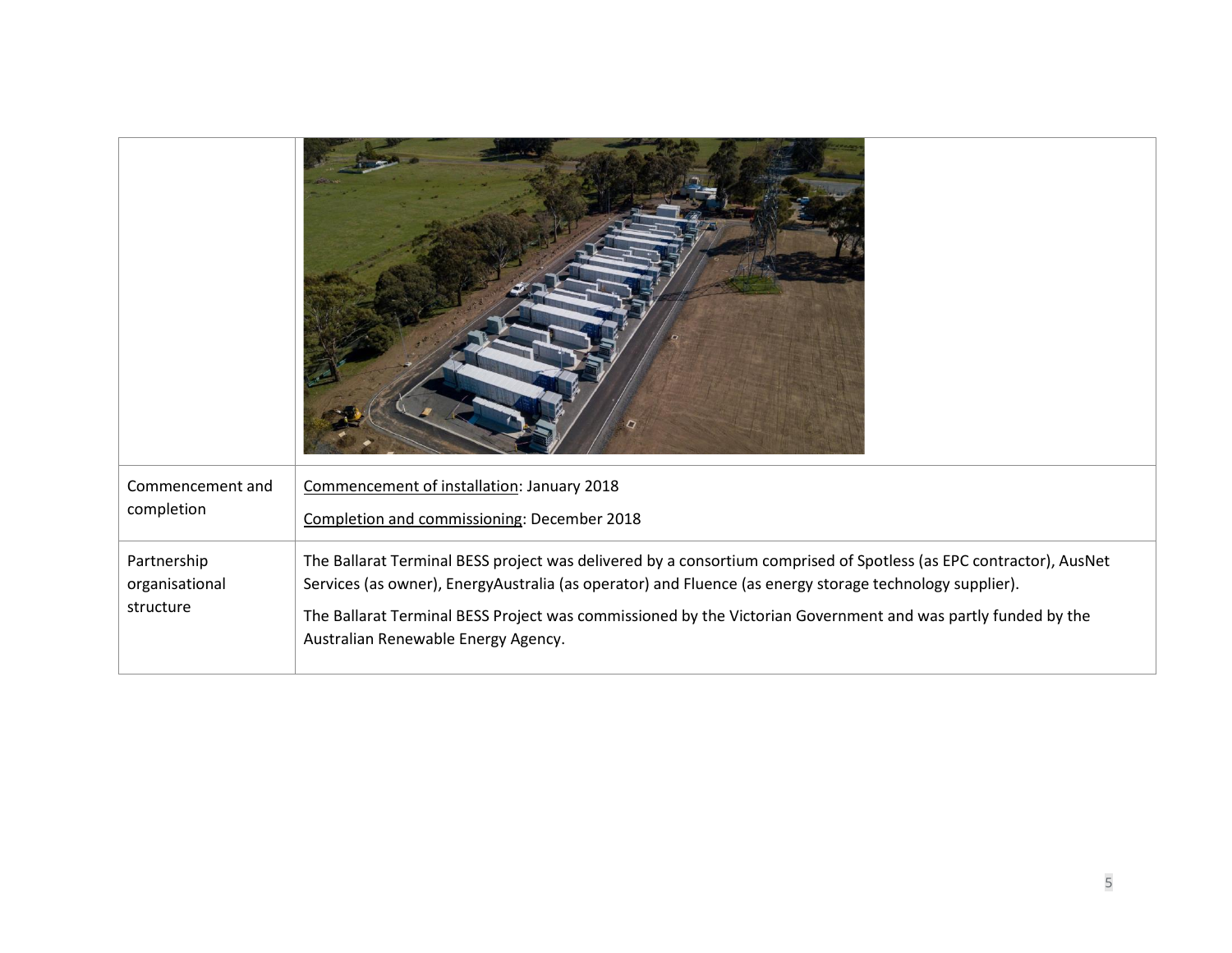| | |
|---|---|
| | |
| Commencement and completion | Commencement of installation: January 2018<br><br>Completion and commissioning: December 2018 |
| Partnership organisational structure | The Ballarat Terminal BESS project was delivered by a consortium comprised of Spotless (as EPC contractor), AusNet Services (as owner), EnergyAustralia (as operator) and Fluence (as energy storage technology supplier).<br><br>The Ballarat Terminal BESS Project was commissioned by the Victorian Government and was partly funded by the Australian Renewable Energy Agency. |